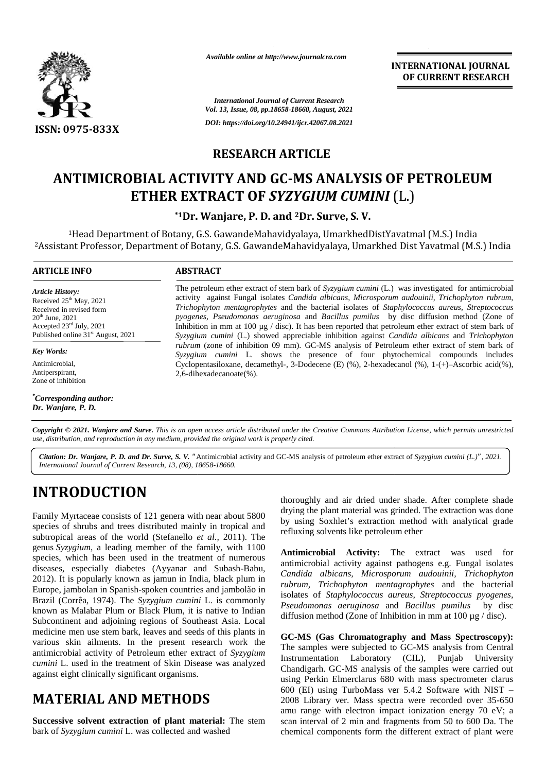*Available online at http://www.journalcra.com*

*International Journal of Current Research*
*Vol. 13, Issue, 08, pp.18658-18660, August, 2021*
*DOI: https://doi.org/10.24941/ijcr.42067.08.2021*

**INTERNATIONAL JOURNAL OF CURRENT RESEARCH**

ISSN: 0975-833X

**RESEARCH ARTICLE**

# ANTIMICROBIAL ACTIVITY AND GC-MS ANALYSIS OF PETROLEUM ETHER EXTRACT OF *SYZYGIUM CUMINI* (L.)

**\*1Dr. Wanjare, P. D. and 2Dr. Surve, S. V.**

[1]Head Department of Botany, G.S. GawandeMahavidyalaya, UmarkhedDistYavatmal (M.S.) India
[2]Assistant Professor, Department of Botany, G.S. GawandeMahavidyalaya, Umarkhed Dist Yavatmal (M.S.) India

**ARTICLE INFO**

*Article History:*
Received 25th May, 2021
Received in revised form
20th June, 2021
Accepted 23rd July, 2021
Published online 31st August, 2021

*Key Words:*
Antimicrobial,
Antiperspirant,
Zone of inhibition

**\*Corresponding author:**
**Dr. Wanjare, P. D.**

**ABSTRACT**

The petroleum ether extract of stem bark of *Syzygium cumini* (L.) was investigated for antimicrobial activity against Fungal isolates *Candida albicans, Microsporum audouinii, Trichophyton rubrum, Trichophyton mentagrophytes* and the bacterial isolates of *Staphylococcus aureus, Streptococcus pyogenes, Pseudomonas aeruginosa* and *Bacillus pumilus* by disc diffusion method (Zone of Inhibition in mm at 100 µg / disc). It has been reported that petroleum ether extract of stem bark of *Syzygium cumini* (L.) showed appreciable inhibition against *Candida albicans* and *Trichophyton rubrum* (zone of inhibition 09 mm). GC-MS analysis of Petroleum ether extract of stem bark of *Syzygium cumini* L. shows the presence of four phytochemical compounds includes Cyclopentasiloxane, decamethyl-, 3-Dodecene (E) (%), 2-hexadecanol (%), 1-(+)–Ascorbic acid(%), 2,6-dihexadecanoate(%).

*Copyright © 2021. Wanjare and Surve. This is an open access article distributed under the Creative Commons Attribution License, which permits unrestricted use, distribution, and reproduction in any medium, provided the original work is properly cited.*

***Citation: Dr. Wanjare, P. D. and Dr. Surve, S. V.*** *"Antimicrobial activity and GC-MS analysis of petroleum ether extract of Syzygium cumini (L.)", 2021. International Journal of Current Research, 13, (08), 18658-18660.*

## INTRODUCTION

Family Myrtaceae consists of 121 genera with near about 5800 species of shrubs and trees distributed mainly in tropical and subtropical areas of the world (Stefanello *et al.,* 2011). The genus *Syzygium*, a leading member of the family, with 1100 species, which has been used in the treatment of numerous diseases, especially diabetes (Ayyanar and Subash-Babu, 2012). It is popularly known as jamun in India, black plum in Europe, jambolan in Spanish-spoken countries and jambolão in Brazil (Corrêa, 1974). The *Syzygium cumini* L. is commonly known as Malabar Plum or Black Plum, it is native to Indian Subcontinent and adjoining regions of Southeast Asia. Local medicine men use stem bark, leaves and seeds of this plants in various skin ailments. In the present research work the antimicrobial activity of Petroleum ether extract of *Syzygium cumini* L. used in the treatment of Skin Disease was analyzed against eight clinically significant organisms.

## MATERIAL AND METHODS

**Successive solvent extraction of plant material:** The stem bark of *Syzygium cumini* L. was collected and washed thoroughly and air dried under shade. After complete shade drying the plant material was grinded. The extraction was done by using Soxhlet's extraction method with analytical grade refluxing solvents like petroleum ether

**Antimicrobial Activity:** The extract was used for antimicrobial activity against pathogens e.g. Fungal isolates *Candida albicans, Microsporum audouinii, Trichophyton rubrum, Trichophyton mentagrophytes* and the bacterial isolates of *Staphylococcus aureus, Streptococcus pyogenes, Pseudomonas aeruginosa* and *Bacillus pumilus* by disc diffusion method (Zone of Inhibition in mm at 100 µg / disc).

**GC-MS (Gas Chromatography and Mass Spectroscopy):** The samples were subjected to GC-MS analysis from Central Instrumentation Laboratory (CIL), Punjab University Chandigarh. GC-MS analysis of the samples were carried out using Perkin Elmerclarus 680 with mass spectrometer clarus 600 (EI) using TurboMass ver 5.4.2 Software with NIST – 2008 Library ver. Mass spectra were recorded over 35-650 amu range with electron impact ionization energy 70 eV; a scan interval of 2 min and fragments from 50 to 600 Da. The chemical components form the different extract of plant were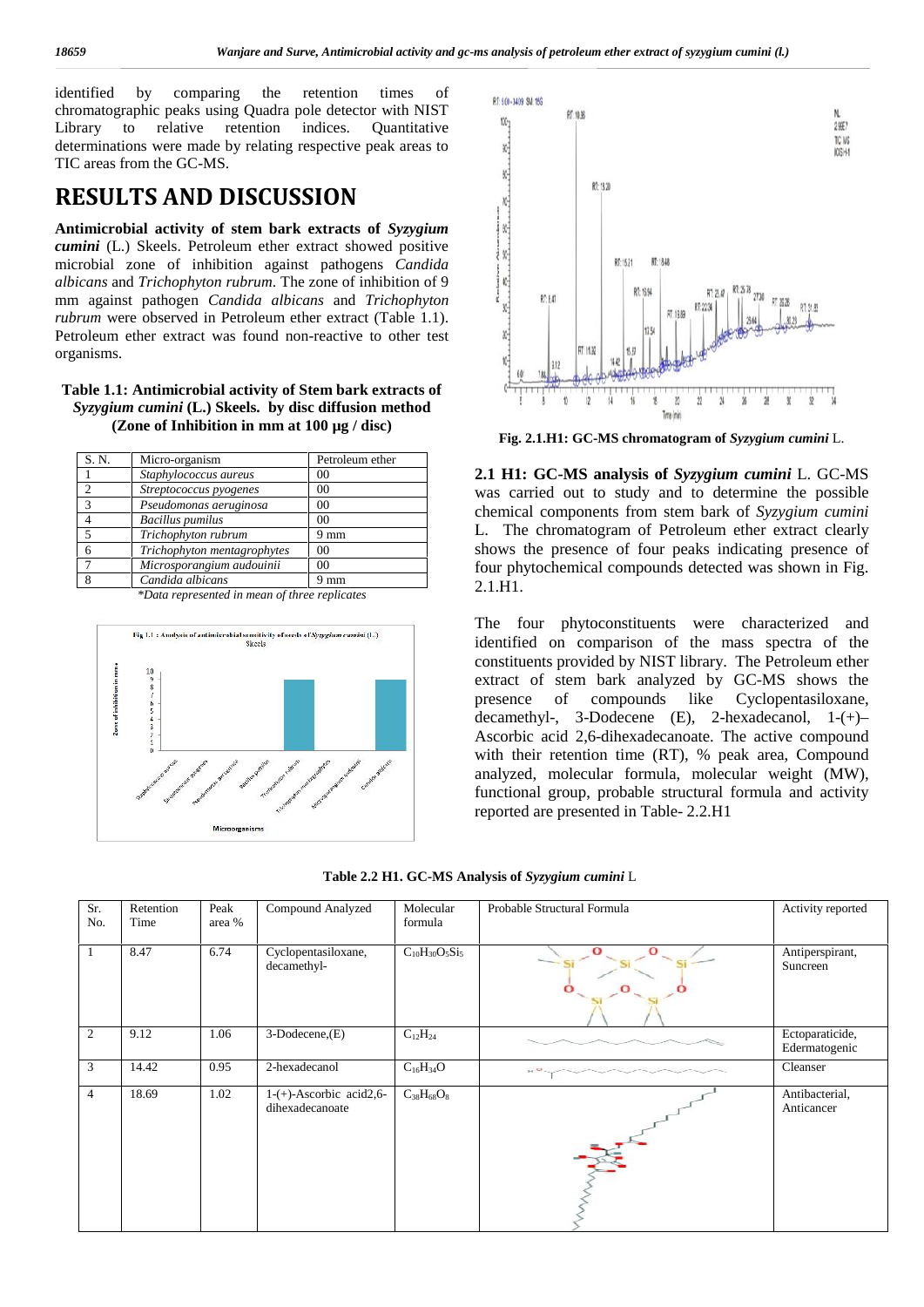identified by comparing the retention times of chromatographic peaks using Quadra pole detector with NIST Library to relative retention indices. Quantitative determinations were made by relating respective peak areas to TIC areas from the GC-MS.

# RESULTS AND DISCUSSION

**Antimicrobial activity of stem bark extracts of *Syzygium cumini*** (L.) Skeels. Petroleum ether extract showed positive microbial zone of inhibition against pathogens *Candida albicans* and *Trichophyton rubrum*. The zone of inhibition of 9 mm against pathogen *Candida albicans* and *Trichophyton rubrum* were observed in Petroleum ether extract (Table 1.1). Petroleum ether extract was found non-reactive to other test organisms.

**Table 1.1: Antimicrobial activity of Stem bark extracts of *Syzygium cumini* (L.) Skeels. by disc diffusion method (Zone of Inhibition in mm at 100 µg / disc)**

| S. N. | Micro-organism | Petroleum ether |
|---|---|---|
| 1 | *Staphylococcus aureus* | 00 |
| 2 | *Streptococcus pyogenes* | 00 |
| 3 | *Pseudomonas aeruginosa* | 00 |
| 4 | *Bacillus pumilus* | 00 |
| 5 | *Trichophyton rubrum* | 9 mm |
| 6 | *Trichophyton mentagrophytes* | 00 |
| 7 | *Microsporangium audouinii* | 00 |
| 8 | *Candida albicans* | 9 mm |

*Data represented in mean of three replicates

Fig 1.1 : Analysis of antimicrobial sensitivity of seeds of *Syzygium cumini* (L.) Skeels

Zone of inhibition in mm

10
9
8
7
6
5
4
3
2
1
0

Staphylococcus aureus
Streptococcus pyogenes
Pseudomonas aeruginosa
Bacillus pumilus
Trichophyton rubrum
Trichophyton mentagrophytes
Microsporangium audouinii
Candida albicans

Microorganisms

RT: 5.00 - 34.09 SM: 15G

RT: 10.86
RT: 13.30
RT: 15.21
RT: 15.48
RT: 15.94
RT: 21.47
RT: 25.78
RT: 6.47
RT: 22.36
RT: 19.89
RT: 27.36
RT: 28.26
RT: 31.18
RT: 17.54
RT: 29.44
RT: 30.23
RT: 11.32
RT: 15.57
RT: 14.42
RT: 8.12

NL: 2.96E7
TIC MS
WSH1

Relative Abundance

Time (min)

5 6 8 10 12 14 16 18 20 22 24 26 28 30 32 34

**Fig. 2.1.H1: GC-MS chromatogram of *Syzygium cumini* L.**

**2.1 H1: GC-MS analysis of *Syzygium cumini*** L. GC-MS was carried out to study and to determine the possible chemical components from stem bark of *Syzygium cumini* L. The chromatogram of Petroleum ether extract clearly shows the presence of four peaks indicating presence of four phytochemical compounds detected was shown in Fig. 2.1.H1.

The four phytoconstituents were characterized and identified on comparison of the mass spectra of the constituents provided by NIST library. The Petroleum ether extract of stem bark analyzed by GC-MS shows the presence of compounds like Cyclopentasiloxane, decamethyl-, 3-Dodecene (E), 2-hexadecanol, 1-(+)–Ascorbic acid 2,6-dihexadecanoate. The active compound with their retention time (RT), % peak area, Compound analyzed, molecular formula, molecular weight (MW), functional group, probable structural formula and activity reported are presented in Table- 2.2.H1

**Table 2.2 H1. GC-MS Analysis of *Syzygium cumini* L**

| Sr. No. | Retention Time | Peak area % | Compound Analyzed | Molecular formula | Probable Structural Formula | Activity reported |
|---|---|---|---|---|---|---|
| 1 | 8.47 | 6.74 | Cyclopentasiloxane, decamethyl- | $C_{10}H_{30}O_5Si_5$ | | Antiperspirant, Suncreen |
| 2 | 9.12 | 1.06 | 3-Dodecene,(E) | $C_{12}H_{24}$ | | Ectoparaticide, Edermatogenic |
| 3 | 14.42 | 0.95 | 2-hexadecanol | $C_{16}H_{34}O$ | | Cleanser |
| 4 | 18.69 | 1.02 | 1-(+)-Ascorbic acid2,6-dihexadecanoate | $C_{38}H_{68}O_8$ | | Antibacterial, Anticancer |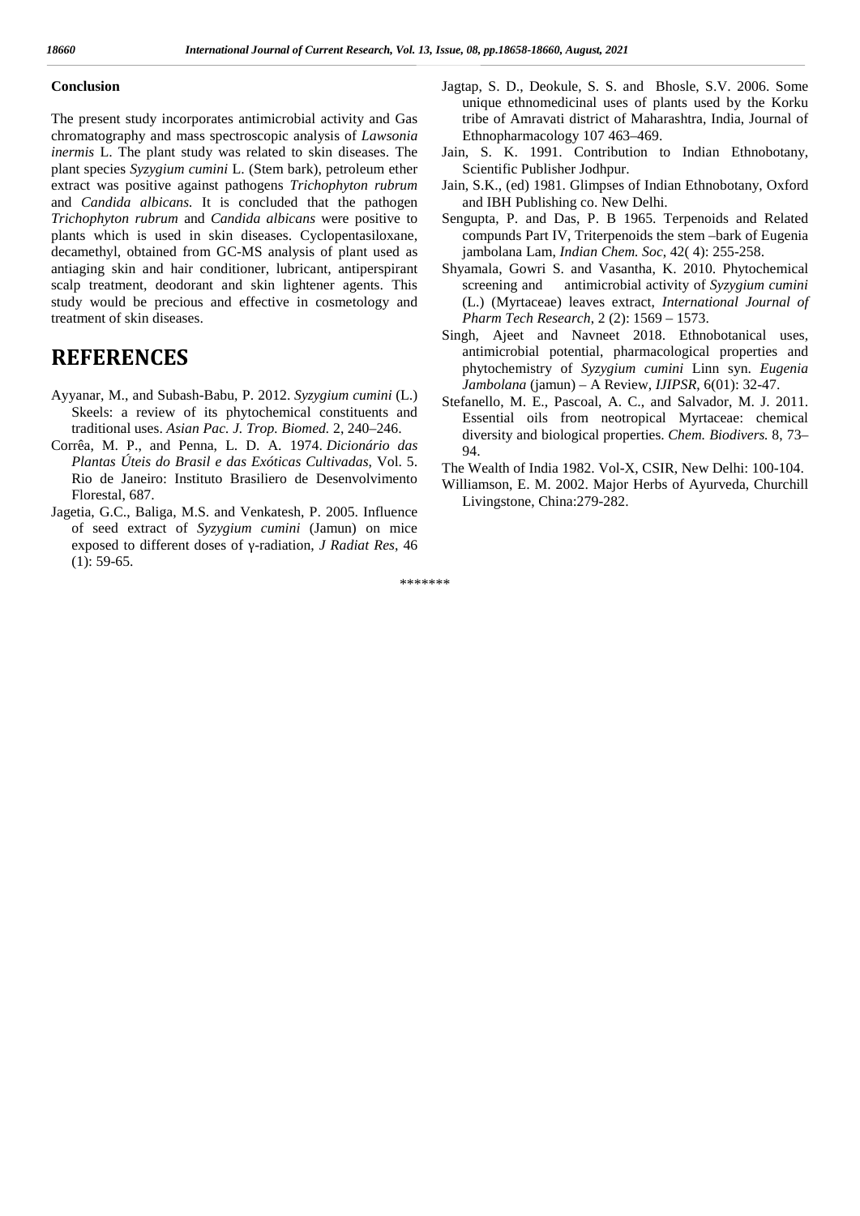**Conclusion**

The present study incorporates antimicrobial activity and Gas chromatography and mass spectroscopic analysis of *Lawsonia inermis* L. The plant study was related to skin diseases. The plant species *Syzygium cumini* L. (Stem bark), petroleum ether extract was positive against pathogens *Trichophyton rubrum* and *Candida albicans.* It is concluded that the pathogen *Trichophyton rubrum* and *Candida albicans* were positive to plants which is used in skin diseases. Cyclopentasiloxane, decamethyl, obtained from GC-MS analysis of plant used as antiaging skin and hair conditioner, lubricant, antiperspirant scalp treatment, deodorant and skin lightener agents. This study would be precious and effective in cosmetology and treatment of skin diseases.

# REFERENCES

Ayyanar, M., and Subash-Babu, P. 2012. *Syzygium cumini* (L.) Skeels: a review of its phytochemical constituents and traditional uses. *Asian Pac. J. Trop. Biomed.* 2, 240–246.

Corrêa, M. P., and Penna, L. D. A. 1974. *Dicionário das Plantas Úteis do Brasil e das Exóticas Cultivadas*, Vol. 5. Rio de Janeiro: Instituto Brasiliero de Desenvolvimento Florestal, 687.

Jagetia, G.C., Baliga, M.S. and Venkatesh, P. 2005. Influence of seed extract of *Syzygium cumini* (Jamun) on mice exposed to different doses of γ-radiation, *J Radiat Res*, 46 (1): 59-65.

Jagtap, S. D., Deokule, S. S. and Bhosle, S.V. 2006. Some unique ethnomedicinal uses of plants used by the Korku tribe of Amravati district of Maharashtra, India, Journal of Ethnopharmacology 107 463–469.

Jain, S. K. 1991. Contribution to Indian Ethnobotany, Scientific Publisher Jodhpur.

Jain, S.K., (ed) 1981. Glimpses of Indian Ethnobotany, Oxford and IBH Publishing co. New Delhi.

Sengupta, P. and Das, P. B 1965. Terpenoids and Related compunds Part IV, Triterpenoids the stem –bark of Eugenia jambolana Lam, *Indian Chem. Soc*, 42( 4): 255-258.

Shyamala, Gowri S. and Vasantha, K. 2010. Phytochemical screening and antimicrobial activity of *Syzygium cumini* (L.) (Myrtaceae) leaves extract, *International Journal of Pharm Tech Research,* 2 (2): 1569 – 1573.

Singh, Ajeet and Navneet 2018. Ethnobotanical uses, antimicrobial potential, pharmacological properties and phytochemistry of *Syzygium cumini* Linn syn. *Eugenia Jambolana* (jamun) – A Review, *IJIPSR,* 6(01): 32-47.

Stefanello, M. E., Pascoal, A. C., and Salvador, M. J. 2011. Essential oils from neotropical Myrtaceae: chemical diversity and biological properties. *Chem. Biodivers.* 8, 73–94.

The Wealth of India 1982. Vol-X, CSIR, New Delhi: 100-104.

Williamson, E. M. 2002. Major Herbs of Ayurveda, Churchill Livingstone, China:279-282.

*******